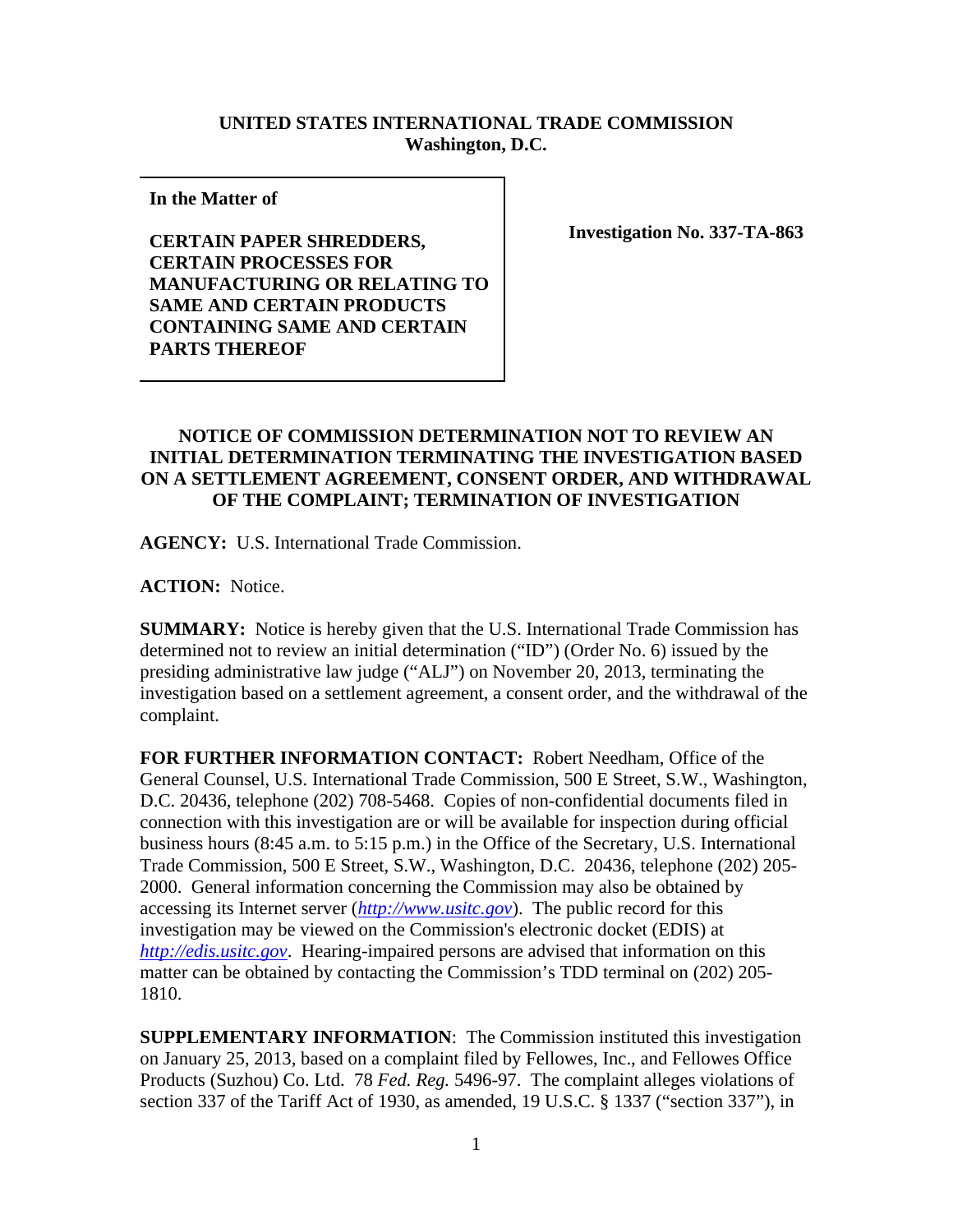**UNITED STATES INTERNATIONAL TRADE COMMISSION**
**Washington, D.C.**

| In the Matter of<br><br>**CERTAIN PAPER SHREDDERS, CERTAIN PROCESSES FOR MANUFACTURING OR RELATING TO SAME AND CERTAIN PRODUCTS CONTAINING SAME AND CERTAIN PARTS THEREOF** | **Investigation No. 337-TA-863** |
| --- | --- |

**NOTICE OF COMMISSION DETERMINATION NOT TO REVIEW AN INITIAL DETERMINATION TERMINATING THE INVESTIGATION BASED ON A SETTLEMENT AGREEMENT, CONSENT ORDER, AND WITHDRAWAL OF THE COMPLAINT; TERMINATION OF INVESTIGATION**

**AGENCY:** U.S. International Trade Commission.

**ACTION:** Notice.

**SUMMARY:** Notice is hereby given that the U.S. International Trade Commission has determined not to review an initial determination ("ID") (Order No. 6) issued by the presiding administrative law judge ("ALJ") on November 20, 2013, terminating the investigation based on a settlement agreement, a consent order, and the withdrawal of the complaint.

**FOR FURTHER INFORMATION CONTACT:** Robert Needham, Office of the General Counsel, U.S. International Trade Commission, 500 E Street, S.W., Washington, D.C. 20436, telephone (202) 708-5468. Copies of non-confidential documents filed in connection with this investigation are or will be available for inspection during official business hours (8:45 a.m. to 5:15 p.m.) in the Office of the Secretary, U.S. International Trade Commission, 500 E Street, S.W., Washington, D.C. 20436, telephone (202) 205-2000. General information concerning the Commission may also be obtained by accessing its Internet server (*http://www.usitc.gov*). The public record for this investigation may be viewed on the Commission's electronic docket (EDIS) at *http://edis.usitc.gov*. Hearing-impaired persons are advised that information on this matter can be obtained by contacting the Commission's TDD terminal on (202) 205-1810.

**SUPPLEMENTARY INFORMATION**: The Commission instituted this investigation on January 25, 2013, based on a complaint filed by Fellowes, Inc., and Fellowes Office Products (Suzhou) Co. Ltd. 78 *Fed. Reg.* 5496-97. The complaint alleges violations of section 337 of the Tariff Act of 1930, as amended, 19 U.S.C. § 1337 ("section 337"), in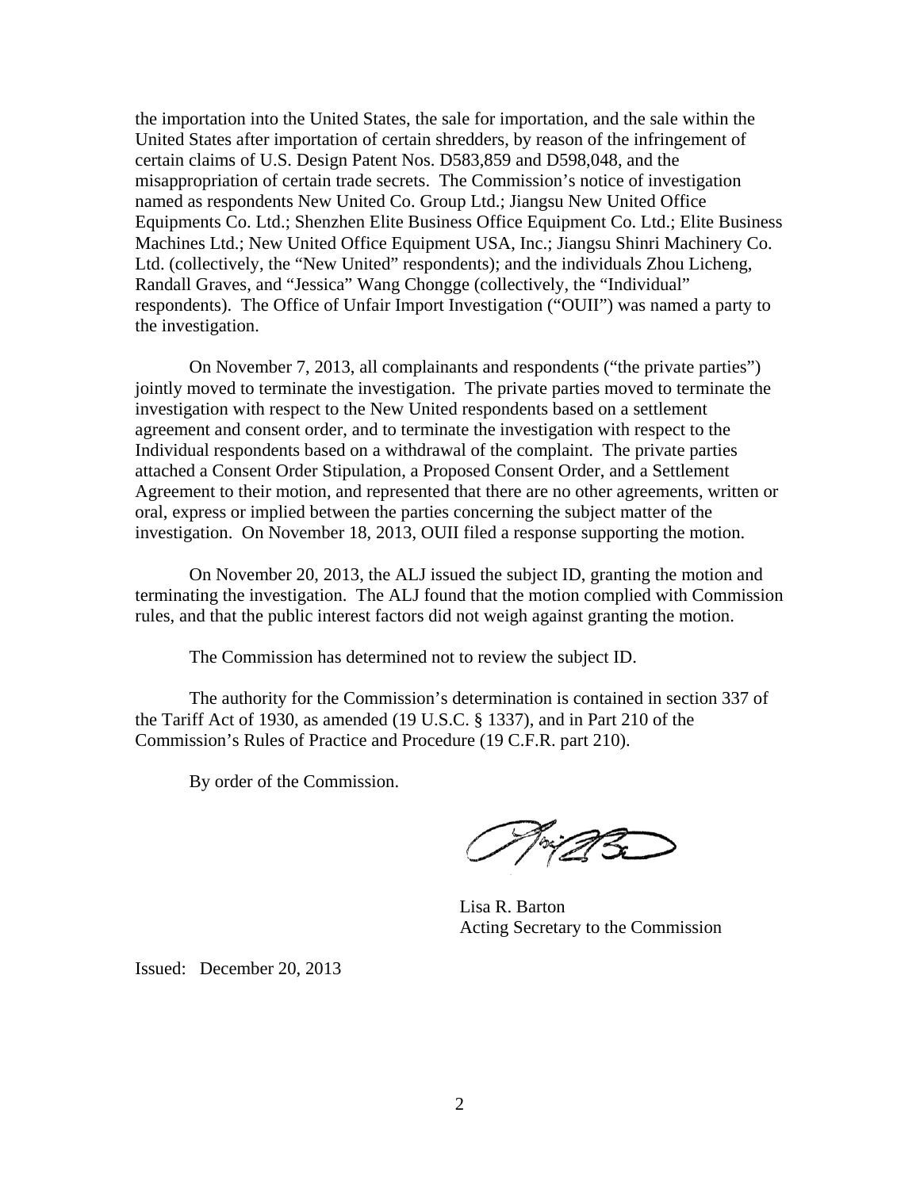the importation into the United States, the sale for importation, and the sale within the United States after importation of certain shredders, by reason of the infringement of certain claims of U.S. Design Patent Nos. D583,859 and D598,048, and the misappropriation of certain trade secrets. The Commission's notice of investigation named as respondents New United Co. Group Ltd.; Jiangsu New United Office Equipments Co. Ltd.; Shenzhen Elite Business Office Equipment Co. Ltd.; Elite Business Machines Ltd.; New United Office Equipment USA, Inc.; Jiangsu Shinri Machinery Co. Ltd. (collectively, the "New United" respondents); and the individuals Zhou Licheng, Randall Graves, and "Jessica" Wang Chongge (collectively, the "Individual" respondents). The Office of Unfair Import Investigation ("OUII") was named a party to the investigation.

On November 7, 2013, all complainants and respondents ("the private parties") jointly moved to terminate the investigation. The private parties moved to terminate the investigation with respect to the New United respondents based on a settlement agreement and consent order, and to terminate the investigation with respect to the Individual respondents based on a withdrawal of the complaint. The private parties attached a Consent Order Stipulation, a Proposed Consent Order, and a Settlement Agreement to their motion, and represented that there are no other agreements, written or oral, express or implied between the parties concerning the subject matter of the investigation. On November 18, 2013, OUII filed a response supporting the motion.

On November 20, 2013, the ALJ issued the subject ID, granting the motion and terminating the investigation. The ALJ found that the motion complied with Commission rules, and that the public interest factors did not weigh against granting the motion.

The Commission has determined not to review the subject ID.

The authority for the Commission's determination is contained in section 337 of the Tariff Act of 1930, as amended (19 U.S.C. § 1337), and in Part 210 of the Commission's Rules of Practice and Procedure (19 C.F.R. part 210).

By order of the Commission.

Lisa R. Barton
Acting Secretary to the Commission

Issued: December 20, 2013